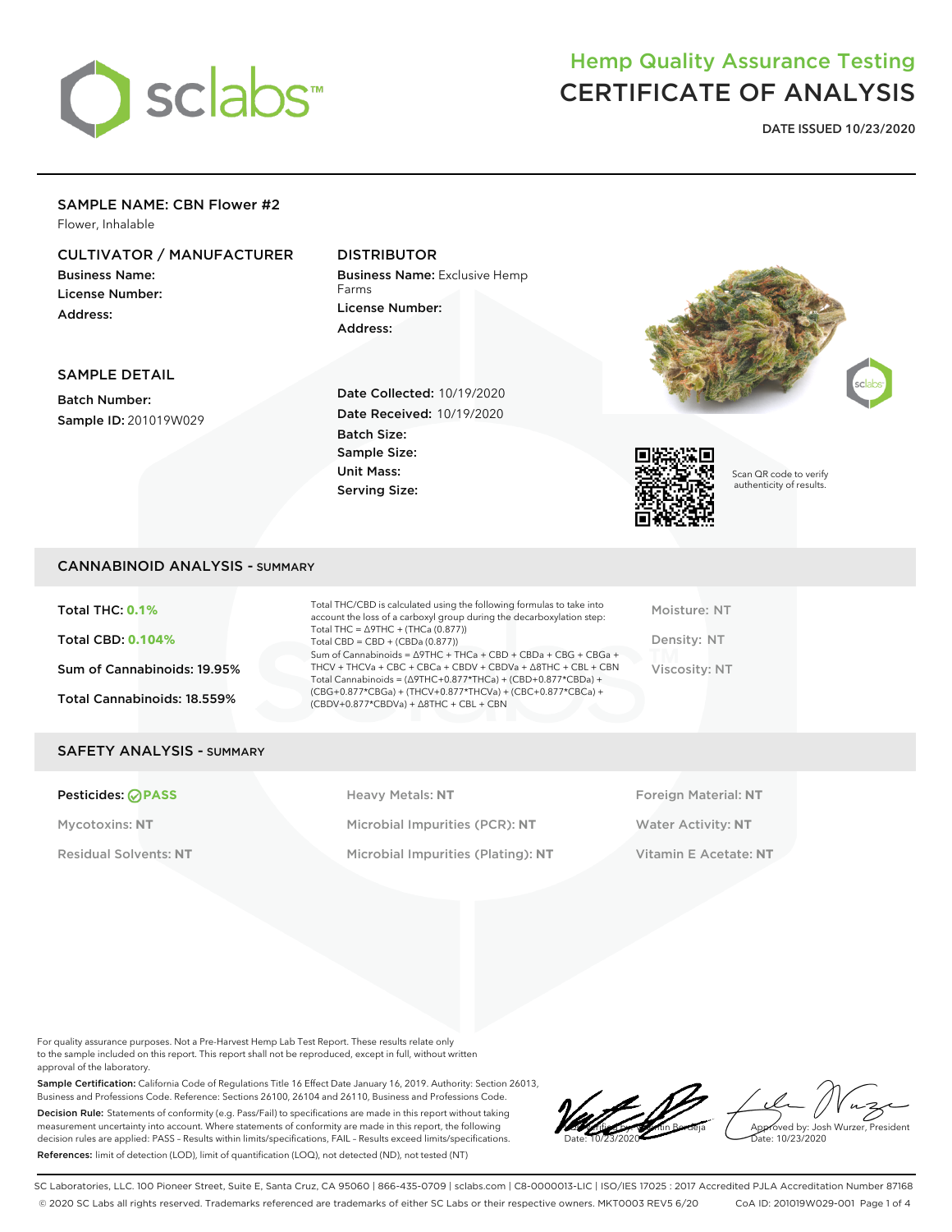sclabs™

# Hemp Quality Assurance Testing
# CERTIFICATE OF ANALYSIS

**DATE ISSUED 10/23/2020**

## SAMPLE NAME: CBN Flower #2

Flower, Inhalable

### CULTIVATOR / MANUFACTURER

**Business Name:**
**License Number:**
**Address:**

### DISTRIBUTOR

**Business Name:** Exclusive Hemp Farms
**License Number:**
**Address:**

### SAMPLE DETAIL

**Batch Number:**
**Sample ID:** 201019W029

**Date Collected:** 10/19/2020
**Date Received:** 10/19/2020
**Batch Size:**
**Sample Size:**
**Unit Mass:**
**Serving Size:**

Scan QR code to verify authenticity of results.

## CANNABINOID ANALYSIS - SUMMARY

**Total THC: 0.1%**

**Total CBD: 0.104%**

**Sum of Cannabinoids: 19.95%**

**Total Cannabinoids: 18.559%**

Total THC/CBD is calculated using the following formulas to take into account the loss of a carboxyl group during the decarboxylation step:
Total THC = Δ9THC + (THCa (0.877))
Total CBD = CBD + (CBDa (0.877))
Sum of Cannabinoids = Δ9THC + THCa + CBD + CBDa + CBG + CBGa + THCV + THCVa + CBC + CBCa + CBDV + CBDVa + Δ8THC + CBL + CBN
Total Cannabinoids = (Δ9THC+0.877*THCa) + (CBD+0.877*CBDa) + (CBG+0.877*CBGa) + (THCV+0.877*THCVa) + (CBC+0.877*CBCa) + (CBDV+0.877*CBDVa) + Δ8THC + CBL + CBN

Moisture: NT

Density: NT

Viscosity: NT

## SAFETY ANALYSIS - SUMMARY

| | | |
|---|---|---|
| **Pesticides: PASS** | Heavy Metals: **NT** | Foreign Material: **NT** |
| Mycotoxins: **NT** | Microbial Impurities (PCR): **NT** | Water Activity: **NT** |
| Residual Solvents: **NT** | Microbial Impurities (Plating): **NT** | Vitamin E Acetate: **NT** |

For quality assurance purposes. Not a Pre-Harvest Hemp Lab Test Report. These results relate only to the sample included on this report. This report shall not be reproduced, except in full, without written approval of the laboratory.

**Sample Certification:** California Code of Regulations Title 16 Effect Date January 16, 2019. Authority: Section 26013, Business and Professions Code. Reference: Sections 26100, 26104 and 26110, Business and Professions Code.

**Decision Rule:** Statements of conformity (e.g. Pass/Fail) to specifications are made in this report without taking measurement uncertainty into account. Where statements of conformity are made in this report, the following decision rules are applied: PASS – Results within limits/specifications, FAIL – Results exceed limits/specifications.

**References:** limit of detection (LOD), limit of quantification (LOQ), not detected (ND), not tested (NT)

Verified by: Valentin Berdeja
Date: 10/23/2020

Approved by: Josh Wurzer, President
Date: 10/23/2020

SC Laboratories, LLC. 100 Pioneer Street, Suite E, Santa Cruz, CA 95060 | 866-435-0709 | sclabs.com | C8-0000013-LIC | ISO/IES 17025 : 2017 Accredited PJLA Accreditation Number 87168
© 2020 SC Labs all rights reserved. Trademarks referenced are trademarks of either SC Labs or their respective owners. MKT0003 REV5 6/20 CoA ID: 201019W029-001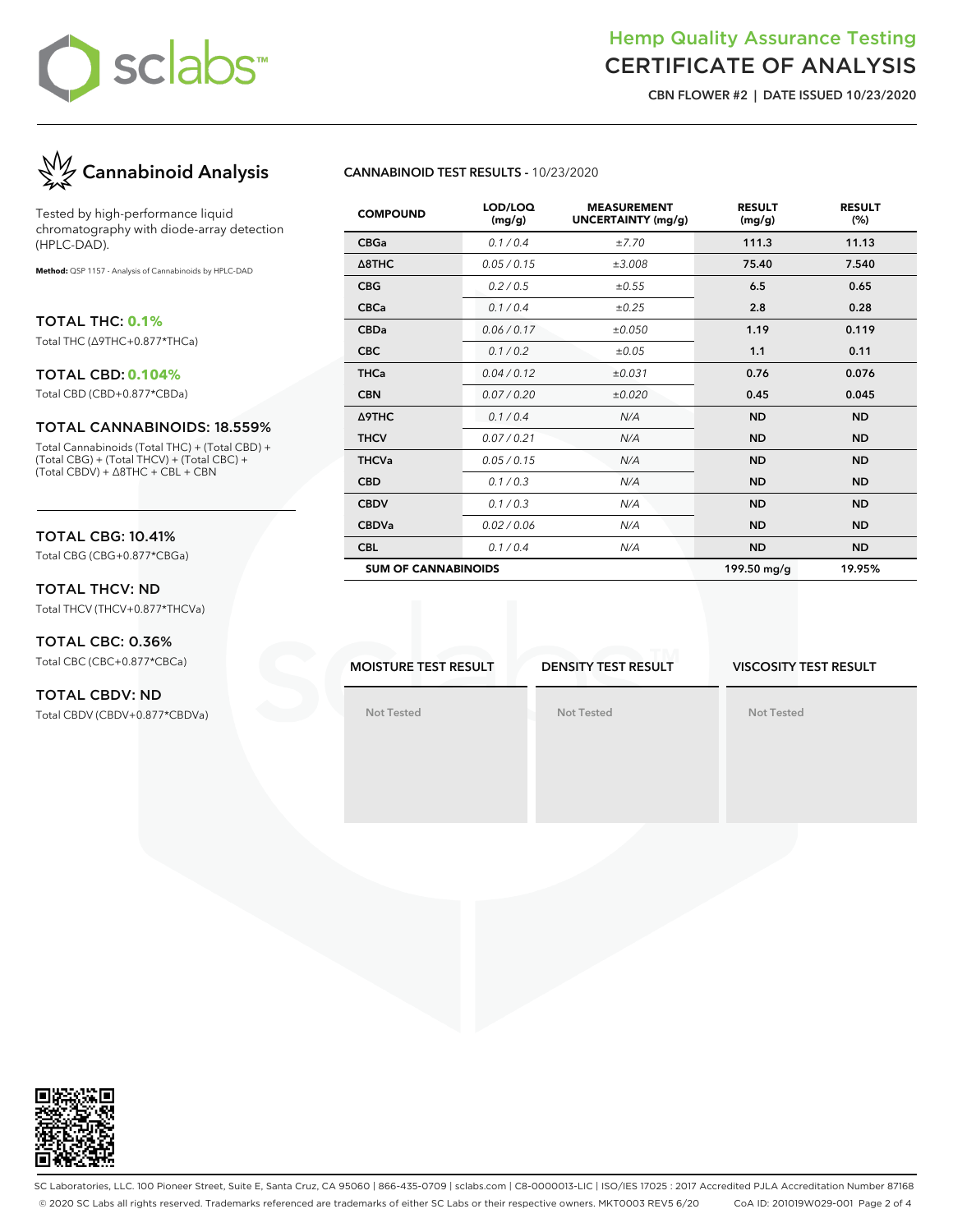# Hemp Quality Assurance Testing
# CERTIFICATE OF ANALYSIS

**CBN FLOWER #2 | DATE ISSUED 10/23/2020**

## Cannabinoid Analysis

Tested by high-performance liquid chromatography with diode-array detection (HPLC-DAD).

**Method:** QSP 1157 - Analysis of Cannabinoids by HPLC-DAD

### TOTAL THC: 0.1%

Total THC (Δ9THC+0.877*THCa)

### TOTAL CBD: 0.104%

Total CBD (CBD+0.877*CBDa)

### TOTAL CANNABINOIDS: 18.559%

Total Cannabinoids (Total THC) + (Total CBD) + (Total CBG) + (Total THCV) + (Total CBC) + (Total CBDV) + Δ8THC + CBL + CBN

### TOTAL CBG: 10.41%

Total CBG (CBG+0.877*CBGa)

### TOTAL THCV: ND

Total THCV (THCV+0.877*THCVa)

### TOTAL CBC: 0.36%

Total CBC (CBC+0.877*CBCa)

### TOTAL CBDV: ND

Total CBDV (CBDV+0.877*CBDVa)

**CANNABINOID TEST RESULTS** - 10/23/2020

| COMPOUND | LOD/LOQ (mg/g) | MEASUREMENT UNCERTAINTY (mg/g) | RESULT (mg/g) | RESULT (%) |
|---|---|---|---|---|
| CBGa | 0.1 / 0.4 | ±7.70 | 111.3 | 11.13 |
| Δ8THC | 0.05 / 0.15 | ±3.008 | 75.40 | 7.540 |
| CBG | 0.2 / 0.5 | ±0.55 | 6.5 | 0.65 |
| CBCa | 0.1 / 0.4 | ±0.25 | 2.8 | 0.28 |
| CBDa | 0.06 / 0.17 | ±0.050 | 1.19 | 0.119 |
| CBC | 0.1 / 0.2 | ±0.05 | 1.1 | 0.11 |
| THCa | 0.04 / 0.12 | ±0.031 | 0.76 | 0.076 |
| CBN | 0.07 / 0.20 | ±0.020 | 0.45 | 0.045 |
| Δ9THC | 0.1 / 0.4 | N/A | ND | ND |
| THCV | 0.07 / 0.21 | N/A | ND | ND |
| THCVa | 0.05 / 0.15 | N/A | ND | ND |
| CBD | 0.1 / 0.3 | N/A | ND | ND |
| CBDV | 0.1 / 0.3 | N/A | ND | ND |
| CBDVa | 0.02 / 0.06 | N/A | ND | ND |
| CBL | 0.1 / 0.4 | N/A | ND | ND |
| **SUM OF CANNABINOIDS** | | | 199.50 mg/g | 19.95% |

| MOISTURE TEST RESULT | DENSITY TEST RESULT | VISCOSITY TEST RESULT |
|---|---|---|
| Not Tested | Not Tested | Not Tested |

SC Laboratories, LLC. 100 Pioneer Street, Suite E, Santa Cruz, CA 95060 | 866-435-0709 | sclabs.com | C8-0000013-LIC | ISO/IES 17025 : 2017 Accredited PJLA Accreditation Number 87168

© 2020 SC Labs all rights reserved. Trademarks referenced are trademarks of either SC Labs or their respective owners. MKT0003 REV5 6/20 CoA ID: 201019W029-001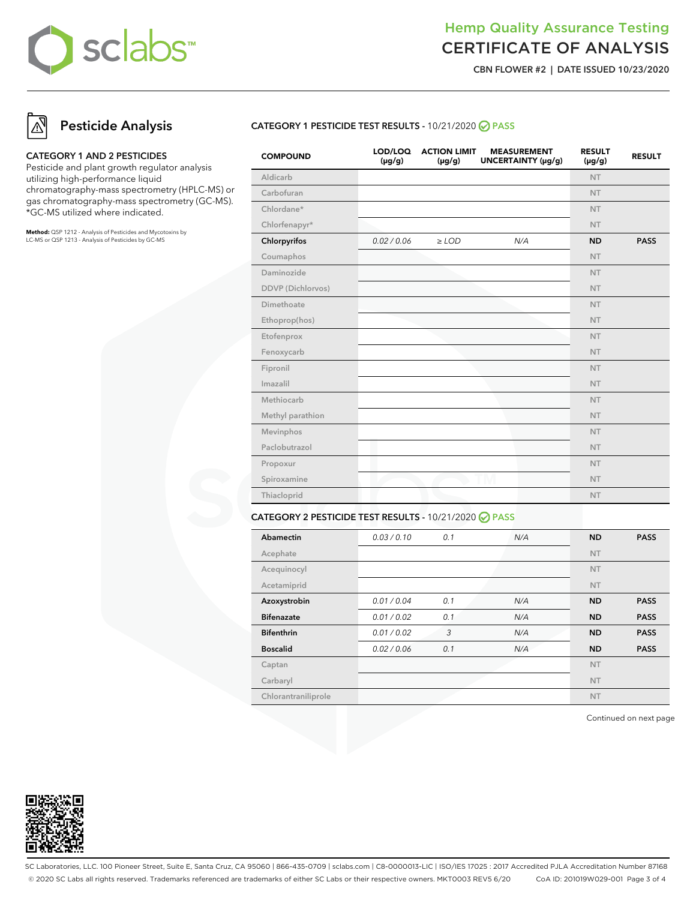# Hemp Quality Assurance Testing
# CERTIFICATE OF ANALYSIS

**CBN FLOWER #2 | DATE ISSUED 10/23/2020**

## Pesticide Analysis

**CATEGORY 1 AND 2 PESTICIDES**

Pesticide and plant growth regulator analysis utilizing high-performance liquid chromatography-mass spectrometry (HPLC-MS) or gas chromatography-mass spectrometry (GC-MS). *GC-MS utilized where indicated.

**Method:** QSP 1212 - Analysis of Pesticides and Mycotoxins by LC-MS or QSP 1213 - Analysis of Pesticides by GC-MS

### CATEGORY 1 PESTICIDE TEST RESULTS - 10/21/2020 PASS

| COMPOUND | LOD/LOQ (μg/g) | ACTION LIMIT (μg/g) | MEASUREMENT UNCERTAINTY (μg/g) | RESULT (μg/g) | RESULT |
|---|---|---|---|---|---|
| Aldicarb | | | | NT | |
| Carbofuran | | | | NT | |
| Chlordane* | | | | NT | |
| Chlorfenapyr* | | | | NT | |
| **Chlorpyrifos** | *0.02 / 0.06* | *≥ LOD* | *N/A* | **ND** | **PASS** |
| Coumaphos | | | | NT | |
| Daminozide | | | | NT | |
| DDVP (Dichlorvos) | | | | NT | |
| Dimethoate | | | | NT | |
| Ethoprop(hos) | | | | NT | |
| Etofenprox | | | | NT | |
| Fenoxycarb | | | | NT | |
| Fipronil | | | | NT | |
| Imazalil | | | | NT | |
| Methiocarb | | | | NT | |
| Methyl parathion | | | | NT | |
| Mevinphos | | | | NT | |
| Paclobutrazol | | | | NT | |
| Propoxur | | | | NT | |
| Spiroxamine | | | | NT | |
| Thiacloprid | | | | NT | |

### CATEGORY 2 PESTICIDE TEST RESULTS - 10/21/2020 PASS

| COMPOUND | LOD/LOQ (μg/g) | ACTION LIMIT (μg/g) | MEASUREMENT UNCERTAINTY (μg/g) | RESULT (μg/g) | RESULT |
|---|---|---|---|---|---|
| **Abamectin** | *0.03 / 0.10* | *0.1* | *N/A* | **ND** | **PASS** |
| Acephate | | | | NT | |
| Acequinocyl | | | | NT | |
| Acetamiprid | | | | NT | |
| **Azoxystrobin** | *0.01 / 0.04* | *0.1* | *N/A* | **ND** | **PASS** |
| **Bifenazate** | *0.01 / 0.02* | *0.1* | *N/A* | **ND** | **PASS** |
| **Bifenthrin** | *0.01 / 0.02* | *3* | *N/A* | **ND** | **PASS** |
| **Boscalid** | *0.02 / 0.06* | *0.1* | *N/A* | **ND** | **PASS** |
| Captan | | | | NT | |
| Carbaryl | | | | NT | |
| Chlorantraniliprole | | | | NT | |

Continued on next page

SC Laboratories, LLC. 100 Pioneer Street, Suite E, Santa Cruz, CA 95060 | 866-435-0709 | sclabs.com | C8-0000013-LIC | ISO/IES 17025 : 2017 Accredited PJLA Accreditation Number 87168
© 2020 SC Labs all rights reserved. Trademarks referenced are trademarks of either SC Labs or their respective owners. MKT0003 REV5 6/20 CoA ID: 201019W029-001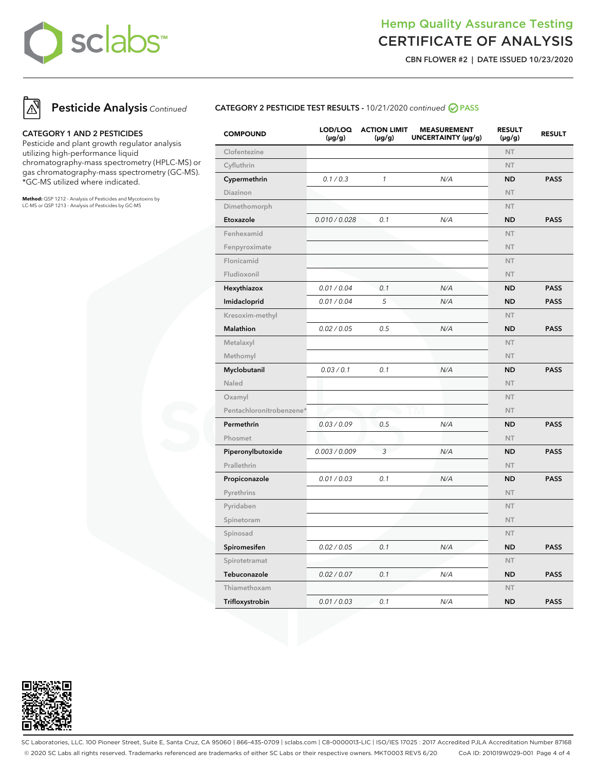# Hemp Quality Assurance Testing
# CERTIFICATE OF ANALYSIS

**CBN FLOWER #2 | DATE ISSUED 10/23/2020**

## Pesticide Analysis *Continued*

### CATEGORY 1 AND 2 PESTICIDES

Pesticide and plant growth regulator analysis utilizing high-performance liquid chromatography-mass spectrometry (HPLC-MS) or gas chromatography-mass spectrometry (GC-MS). *GC-MS utilized where indicated.

**Method:** QSP 1212 - Analysis of Pesticides and Mycotoxins by LC-MS or QSP 1213 - Analysis of Pesticides by GC-MS

### CATEGORY 2 PESTICIDE TEST RESULTS - 10/21/2020 *continued* PASS

| COMPOUND | LOD/LOQ (μg/g) | ACTION LIMIT (μg/g) | MEASUREMENT UNCERTAINTY (μg/g) | RESULT (μg/g) | RESULT |
|---|---|---|---|---|---|
| Clofentezine | | | | NT | |
| Cyfluthrin | | | | NT | |
| **Cypermethrin** | *0.1 / 0.3* | *1* | *N/A* | **ND** | **PASS** |
| Diazinon | | | | NT | |
| Dimethomorph | | | | NT | |
| **Etoxazole** | *0.010 / 0.028* | *0.1* | *N/A* | **ND** | **PASS** |
| Fenhexamid | | | | NT | |
| Fenpyroximate | | | | NT | |
| Flonicamid | | | | NT | |
| Fludioxonil | | | | NT | |
| **Hexythiazox** | *0.01 / 0.04* | *0.1* | *N/A* | **ND** | **PASS** |
| **Imidacloprid** | *0.01 / 0.04* | *5* | *N/A* | **ND** | **PASS** |
| Kresoxim-methyl | | | | NT | |
| **Malathion** | *0.02 / 0.05* | *0.5* | *N/A* | **ND** | **PASS** |
| Metalaxyl | | | | NT | |
| Methomyl | | | | NT | |
| **Myclobutanil** | *0.03 / 0.1* | *0.1* | *N/A* | **ND** | **PASS** |
| Naled | | | | NT | |
| Oxamyl | | | | NT | |
| Pentachloronitrobenzene* | | | | NT | |
| **Permethrin** | *0.03 / 0.09* | *0.5* | *N/A* | **ND** | **PASS** |
| Phosmet | | | | NT | |
| **Piperonylbutoxide** | *0.003 / 0.009* | *3* | *N/A* | **ND** | **PASS** |
| Prallethrin | | | | NT | |
| **Propiconazole** | *0.01 / 0.03* | *0.1* | *N/A* | **ND** | **PASS** |
| Pyrethrins | | | | NT | |
| Pyridaben | | | | NT | |
| Spinetoram | | | | NT | |
| Spinosad | | | | NT | |
| **Spiromesifen** | *0.02 / 0.05* | *0.1* | *N/A* | **ND** | **PASS** |
| Spirotetramat | | | | NT | |
| **Tebuconazole** | *0.02 / 0.07* | *0.1* | *N/A* | **ND** | **PASS** |
| Thiamethoxam | | | | NT | |
| **Trifloxystrobin** | *0.01 / 0.03* | *0.1* | *N/A* | **ND** | **PASS** |

SC Laboratories, LLC. 100 Pioneer Street, Suite E, Santa Cruz, CA 95060 | 866-435-0709 | sclabs.com | C8-0000013-LIC | ISO/IES 17025 : 2017 Accredited PJLA Accreditation Number 87168
© 2020 SC Labs all rights reserved. Trademarks referenced are trademarks of either SC Labs or their respective owners. MKT0003 REV5 6/20 CoA ID: 201019W029-001